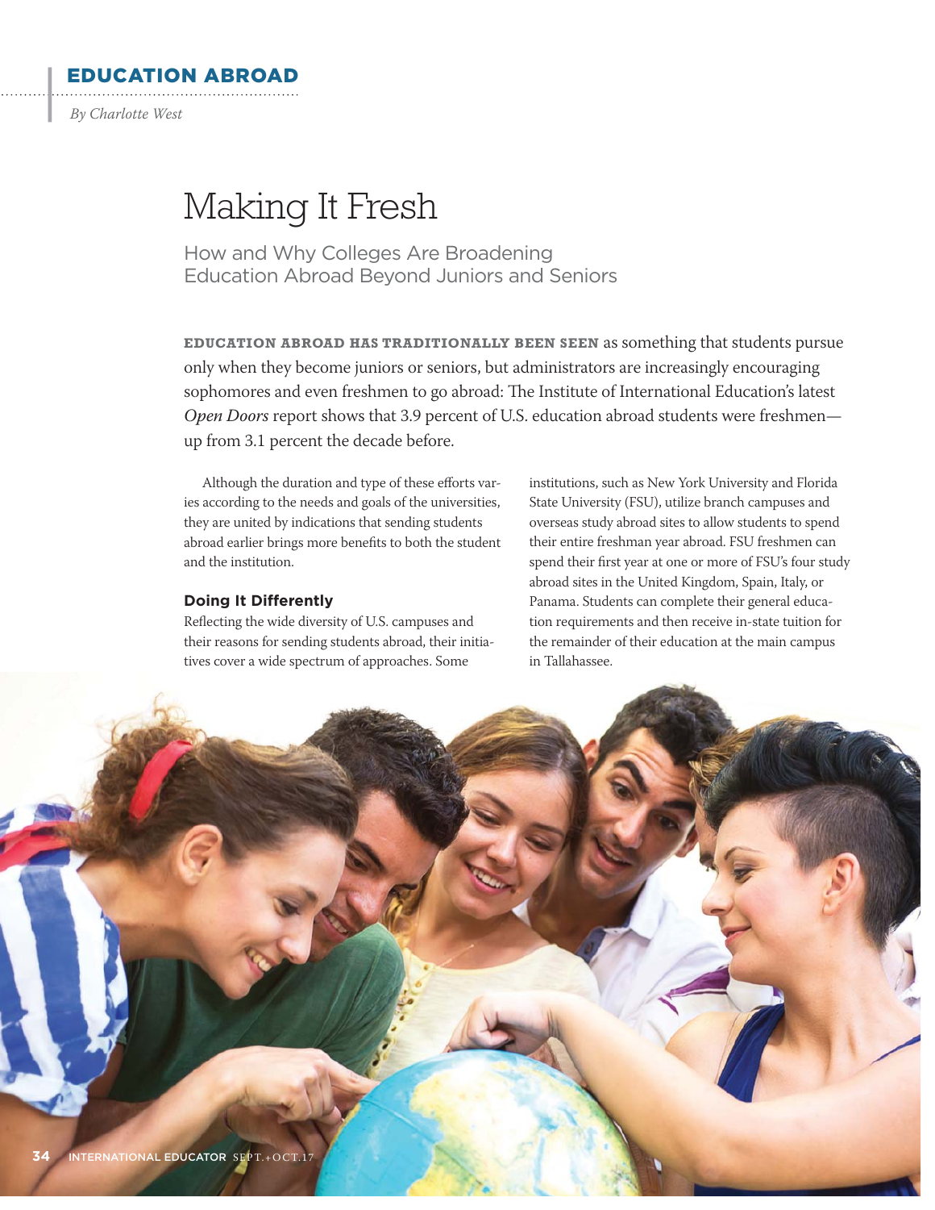EDUCATION ABROAD

*By Charlotte West*

# Making It Fresh

## How and Why Colleges Are Broadening Education Abroad Beyond Juniors and Seniors

**EDUCATION ABROAD HAS TRADITIONALLY BEEN SEEN** as something that students pursue only when they become juniors or seniors, but administrators are increasingly encouraging sophomores and even freshmen to go abroad: The Institute of International Education's latest *Open Doors* report shows that 3.9 percent of U.S. education abroad students were freshmen—up from 3.1 percent the decade before.

Although the duration and type of these efforts varies according to the needs and goals of the universities, they are united by indications that sending students abroad earlier brings more benefits to both the student and the institution.

### Doing It Differently

Reflecting the wide diversity of U.S. campuses and their reasons for sending students abroad, their initiatives cover a wide spectrum of approaches. Some institutions, such as New York University and Florida State University (FSU), utilize branch campuses and overseas study abroad sites to allow students to spend their entire freshman year abroad. FSU freshmen can spend their first year at one or more of FSU's four study abroad sites in the United Kingdom, Spain, Italy, or Panama. Students can complete their general education requirements and then receive in-state tuition for the remainder of their education at the main campus in Tallahassee.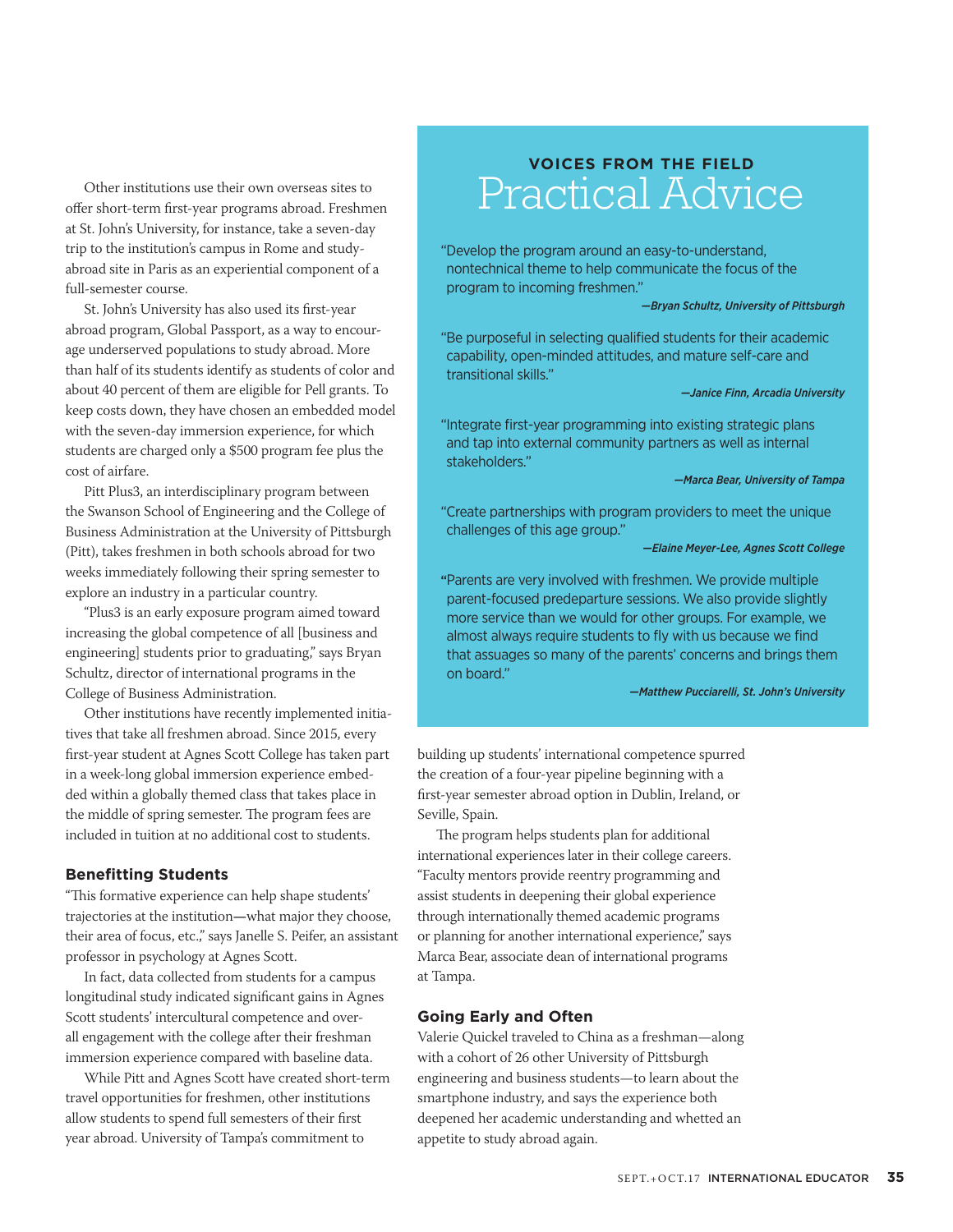Other institutions use their own overseas sites to offer short-term first-year programs abroad. Freshmen at St. John's University, for instance, take a seven-day trip to the institution's campus in Rome and study-abroad site in Paris as an experiential component of a full-semester course.

St. John's University has also used its first-year abroad program, Global Passport, as a way to encourage underserved populations to study abroad. More than half of its students identify as students of color and about 40 percent of them are eligible for Pell grants. To keep costs down, they have chosen an embedded model with the seven-day immersion experience, for which students are charged only a $500 program fee plus the cost of airfare.

Pitt Plus3, an interdisciplinary program between the Swanson School of Engineering and the College of Business Administration at the University of Pittsburgh (Pitt), takes freshmen in both schools abroad for two weeks immediately following their spring semester to explore an industry in a particular country.

"Plus3 is an early exposure program aimed toward increasing the global competence of all [business and engineering] students prior to graduating," says Bryan Schultz, director of international programs in the College of Business Administration.

Other institutions have recently implemented initiatives that take all freshmen abroad. Since 2015, every first-year student at Agnes Scott College has taken part in a week-long global immersion experience embedded within a globally themed class that takes place in the middle of spring semester. The program fees are included in tuition at no additional cost to students.

### Benefitting Students

"This formative experience can help shape students' trajectories at the institution—what major they choose, their area of focus, etc.," says Janelle S. Peifer, an assistant professor in psychology at Agnes Scott.

In fact, data collected from students for a campus longitudinal study indicated significant gains in Agnes Scott students' intercultural competence and overall engagement with the college after their freshman immersion experience compared with baseline data.

While Pitt and Agnes Scott have created short-term travel opportunities for freshmen, other institutions allow students to spend full semesters of their first year abroad. University of Tampa's commitment to building up students' international competence spurred the creation of a four-year pipeline beginning with a first-year semester abroad option in Dublin, Ireland, or Seville, Spain.

The program helps students plan for additional international experiences later in their college careers. "Faculty mentors provide reentry programming and assist students in deepening their global experience through internationally themed academic programs or planning for another international experience," says Marca Bear, associate dean of international programs at Tampa.

### Going Early and Often

Valerie Quickel traveled to China as a freshman—along with a cohort of 26 other University of Pittsburgh engineering and business students—to learn about the smartphone industry, and says the experience both deepened her academic understanding and whetted an appetite to study abroad again.

---

**VOICES FROM THE FIELD**

## Practical Advice

"Develop the program around an easy-to-understand, nontechnical theme to help communicate the focus of the program to incoming freshmen."

*—Bryan Schultz, University of Pittsburgh*

"Be purposeful in selecting qualified students for their academic capability, open-minded attitudes, and mature self-care and transitional skills."

*—Janice Finn, Arcadia University*

"Integrate first-year programming into existing strategic plans and tap into external community partners as well as internal stakeholders."

*—Marca Bear, University of Tampa*

"Create partnerships with program providers to meet the unique challenges of this age group."

*—Elaine Meyer-Lee, Agnes Scott College*

"Parents are very involved with freshmen. We provide multiple parent-focused predeparture sessions. We also provide slightly more service than we would for other groups. For example, we almost always require students to fly with us because we find that assuages so many of the parents' concerns and brings them on board."

*—Matthew Pucciarelli, St. John's University*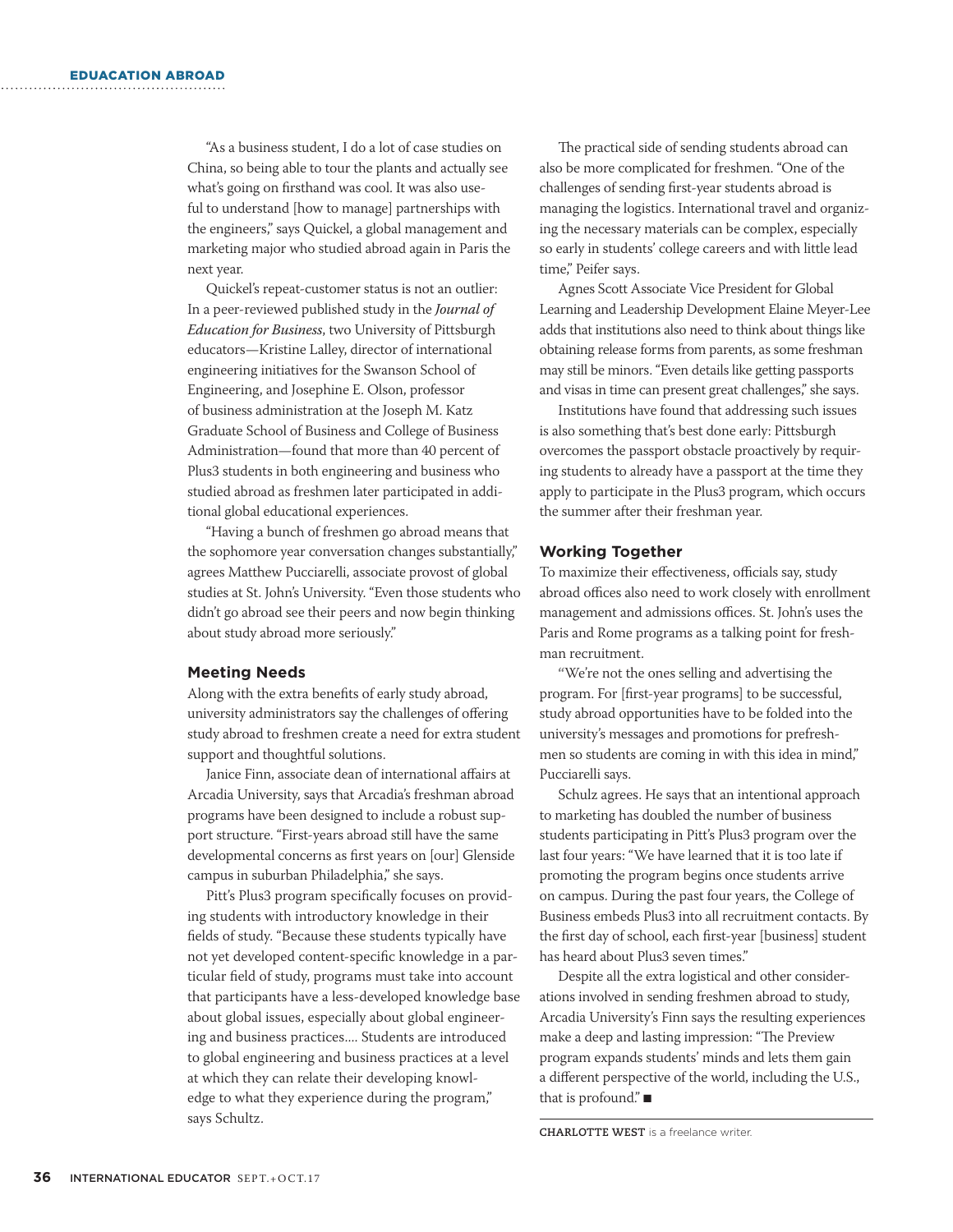"As a business student, I do a lot of case studies on China, so being able to tour the plants and actually see what's going on firsthand was cool. It was also useful to understand [how to manage] partnerships with the engineers," says Quickel, a global management and marketing major who studied abroad again in Paris the next year.

Quickel's repeat-customer status is not an outlier: In a peer-reviewed published study in the *Journal of Education for Business*, two University of Pittsburgh educators—Kristine Lalley, director of international engineering initiatives for the Swanson School of Engineering, and Josephine E. Olson, professor of business administration at the Joseph M. Katz Graduate School of Business and College of Business Administration—found that more than 40 percent of Plus3 students in both engineering and business who studied abroad as freshmen later participated in additional global educational experiences.

"Having a bunch of freshmen go abroad means that the sophomore year conversation changes substantially," agrees Matthew Pucciarelli, associate provost of global studies at St. John's University. "Even those students who didn't go abroad see their peers and now begin thinking about study abroad more seriously."

## Meeting Needs

Along with the extra benefits of early study abroad, university administrators say the challenges of offering study abroad to freshmen create a need for extra student support and thoughtful solutions.

Janice Finn, associate dean of international affairs at Arcadia University, says that Arcadia's freshman abroad programs have been designed to include a robust support structure. "First-years abroad still have the same developmental concerns as first years on [our] Glenside campus in suburban Philadelphia," she says.

Pitt's Plus3 program specifically focuses on providing students with introductory knowledge in their fields of study. "Because these students typically have not yet developed content-specific knowledge in a particular field of study, programs must take into account that participants have a less-developed knowledge base about global issues, especially about global engineering and business practices.... Students are introduced to global engineering and business practices at a level at which they can relate their developing knowledge to what they experience during the program," says Schultz.

The practical side of sending students abroad can also be more complicated for freshmen. "One of the challenges of sending first-year students abroad is managing the logistics. International travel and organizing the necessary materials can be complex, especially so early in students' college careers and with little lead time," Peifer says.

Agnes Scott Associate Vice President for Global Learning and Leadership Development Elaine Meyer-Lee adds that institutions also need to think about things like obtaining release forms from parents, as some freshman may still be minors. "Even details like getting passports and visas in time can present great challenges," she says.

Institutions have found that addressing such issues is also something that's best done early: Pittsburgh overcomes the passport obstacle proactively by requiring students to already have a passport at the time they apply to participate in the Plus3 program, which occurs the summer after their freshman year.

## Working Together

To maximize their effectiveness, officials say, study abroad offices also need to work closely with enrollment management and admissions offices. St. John's uses the Paris and Rome programs as a talking point for freshman recruitment.

"We're not the ones selling and advertising the program. For [first-year programs] to be successful, study abroad opportunities have to be folded into the university's messages and promotions for prefreshmen so students are coming in with this idea in mind," Pucciarelli says.

Schulz agrees. He says that an intentional approach to marketing has doubled the number of business students participating in Pitt's Plus3 program over the last four years: "We have learned that it is too late if promoting the program begins once students arrive on campus. During the past four years, the College of Business embeds Plus3 into all recruitment contacts. By the first day of school, each first-year [business] student has heard about Plus3 seven times."

Despite all the extra logistical and other considerations involved in sending freshmen abroad to study, Arcadia University's Finn says the resulting experiences make a deep and lasting impression: "The Preview program expands students' minds and lets them gain a different perspective of the world, including the U.S., that is profound." ■

**CHARLOTTE WEST** is a freelance writer.